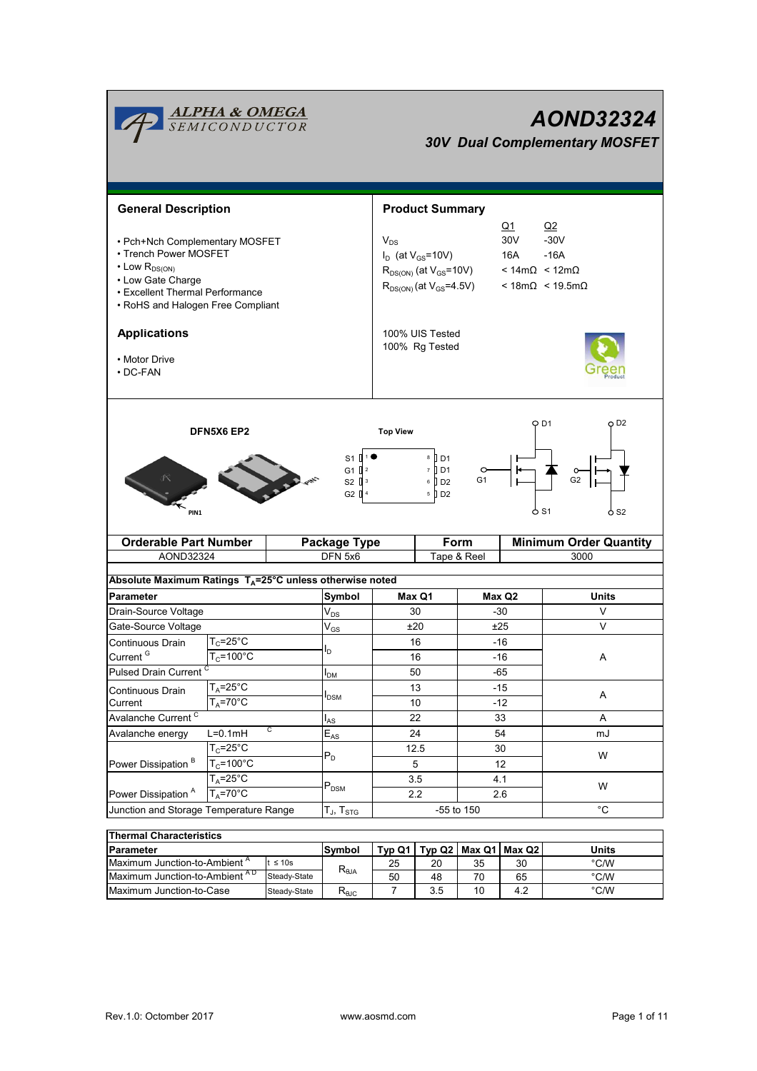# AOND32324

## 30V Dual Complementary MOSFET

## General Description

- Pch+Nch Complementary MOSFET
- Trench Power MOSFET
- Low $R_{DS(ON)}$
- Low Gate Charge
- Excellent Thermal Performance
- RoHS and Halogen Free Compliant

## Product Summary

| | Q1 | Q2 |
|---|---|---|
| $V_{DS}$ | 30V | -30V |
| $I_D$ (at $V_{GS}$=10V) | 16A | -16A |
| $R_{DS(ON)}$ (at $V_{GS}$=10V) | < 14mΩ | < 12mΩ |
| $R_{DS(ON)}$ (at $V_{GS}$=4.5V) | < 18mΩ | < 19.5mΩ |

100% UIS Tested
100% Rg Tested

## Applications

- Motor Drive
- DC-FAN

DFN5X6 EP2

Top View

| Pin | | Pin |
|---|---|---|
| 1 S1 | | 8 D1 |
| 2 G1 | | 7 D1 |
| 3 S2 | | 6 D2 |
| 4 G2 | | 5 D2 |

| Orderable Part Number | Package Type | Form | Minimum Order Quantity |
|---|---|---|---|
| AOND32324 | DFN 5x6 | Tape & Reel | 3000 |

**Absolute Maximum Ratings $T_A$=25°C unless otherwise noted**

| Parameter | | Symbol | Max Q1 | Max Q2 | Units |
|---|---|---|---|---|---|
| Drain-Source Voltage | | $V_{DS}$ | 30 | -30 | V |
| Gate-Source Voltage | | $V_{GS}$ | ±20 | ±25 | V |
| Continuous Drain Current [G] | $T_C$=25°C | $I_D$ | 16 | -16 | A |
| | $T_C$=100°C | | 16 | -16 | |
| Pulsed Drain Current [C] | | $I_{DM}$ | 50 | -65 | |
| Continuous Drain Current | $T_A$=25°C | $I_{DSM}$ | 13 | -15 | A |
| | $T_A$=70°C | | 10 | -12 | |
| Avalanche Current [C] | | $I_{AS}$ | 22 | 33 | A |
| Avalanche energy | L=0.1mH [C] | $E_{AS}$ | 24 | 54 | mJ |
| Power Dissipation [B] | $T_C$=25°C | $P_D$ | 12.5 | 30 | W |
| | $T_C$=100°C | | 5 | 12 | |
| Power Dissipation [A] | $T_A$=25°C | $P_{DSM}$ | 3.5 | 4.1 | W |
| | $T_A$=70°C | | 2.2 | 2.6 | |
| Junction and Storage Temperature Range | | $T_J$, $T_{STG}$ | -55 to 150 | | °C |

**Thermal Characteristics**

| Parameter | | Symbol | Typ Q1 | Typ Q2 | Max Q1 | Max Q2 | Units |
|---|---|---|---|---|---|---|---|
| Maximum Junction-to-Ambient [A] | t ≤ 10s | $R_{\theta JA}$ | 25 | 20 | 35 | 30 | °C/W |
| Maximum Junction-to-Ambient [A D] | Steady-State | | 50 | 48 | 70 | 65 | °C/W |
| Maximum Junction-to-Case | Steady-State | $R_{\theta JC}$ | 7 | 3.5 | 10 | 4.2 | °C/W |

Rev.1.0: Octomber 2017 www.aosmd.com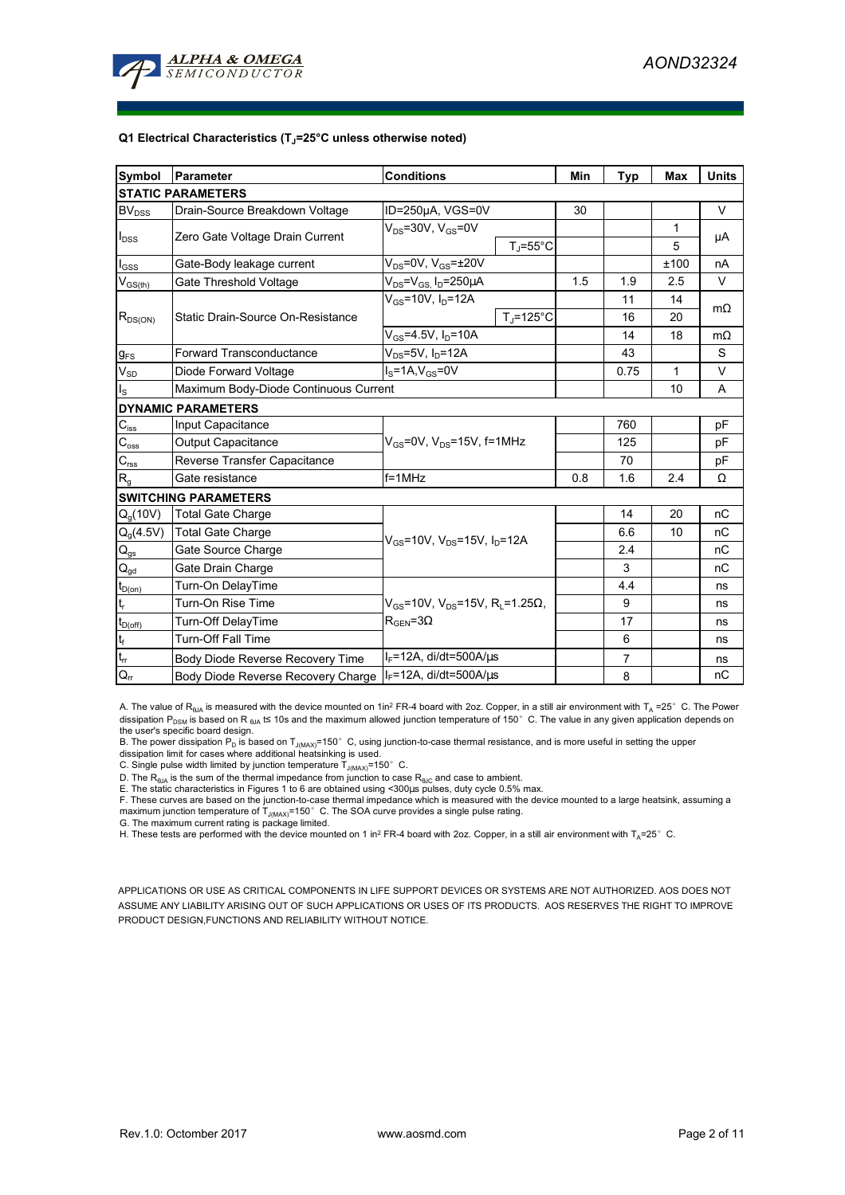**Q1 Electrical Characteristics ($T_J$=25°C unless otherwise noted)**

| Symbol | Parameter | Conditions | | Min | Typ | Max | Units |
|---|---|---|---|---|---|---|---|
| **STATIC PARAMETERS** | | | | | | | |
| $BV_{DSS}$ | Drain-Source Breakdown Voltage | ID=250µA, VGS=0V | | 30 | | | V |
| $I_{DSS}$ | Zero Gate Voltage Drain Current | $V_{DS}$=30V, $V_{GS}$=0V | | | | 1 | µA |
| | | | $T_J$=55°C | | | 5 | |
| $I_{GSS}$ | Gate-Body leakage current | $V_{DS}$=0V, $V_{GS}$=±20V | | | | ±100 | nA |
| $V_{GS(th)}$ | Gate Threshold Voltage | $V_{DS}$=$V_{GS}$, $I_D$=250µA | | 1.5 | 1.9 | 2.5 | V |
| $R_{DS(ON)}$ | Static Drain-Source On-Resistance | $V_{GS}$=10V, $I_D$=12A | | | 11 | 14 | mΩ |
| | | | $T_J$=125°C | | 16 | 20 | |
| | | $V_{GS}$=4.5V, $I_D$=10A | | | 14 | 18 | mΩ |
| $g_{FS}$ | Forward Transconductance | $V_{DS}$=5V, $I_D$=12A | | | 43 | | S |
| $V_{SD}$ | Diode Forward Voltage | $I_S$=1A,$V_{GS}$=0V | | | 0.75 | 1 | V |
| $I_S$ | Maximum Body-Diode Continuous Current | | | | | 10 | A |
| **DYNAMIC PARAMETERS** | | | | | | | |
| $C_{iss}$ | Input Capacitance | $V_{GS}$=0V, $V_{DS}$=15V, f=1MHz | | | 760 | | pF |
| $C_{oss}$ | Output Capacitance | | | | 125 | | pF |
| $C_{rss}$ | Reverse Transfer Capacitance | | | | 70 | | pF |
| $R_g$ | Gate resistance | f=1MHz | | 0.8 | 1.6 | 2.4 | Ω |
| **SWITCHING PARAMETERS** | | | | | | | |
| $Q_g$(10V) | Total Gate Charge | $V_{GS}$=10V, $V_{DS}$=15V, $I_D$=12A | | | 14 | 20 | nC |
| $Q_g$(4.5V) | Total Gate Charge | | | | 6.6 | 10 | nC |
| $Q_{gs}$ | Gate Source Charge | | | | 2.4 | | nC |
| $Q_{gd}$ | Gate Drain Charge | | | | 3 | | nC |
| $t_{D(on)}$ | Turn-On DelayTime | $V_{GS}$=10V, $V_{DS}$=15V, $R_L$=1.25Ω, $R_{GEN}$=3Ω | | | 4.4 | | ns |
| $t_r$ | Turn-On Rise Time | | | | 9 | | ns |
| $t_{D(off)}$ | Turn-Off DelayTime | | | | 17 | | ns |
| $t_f$ | Turn-Off Fall Time | | | | 6 | | ns |
| $t_{rr}$ | Body Diode Reverse Recovery Time | $I_F$=12A, di/dt=500A/µs | | | 7 | | ns |
| $Q_{rr}$ | Body Diode Reverse Recovery Charge | $I_F$=12A, di/dt=500A/µs | | | 8 | | nC |

A. The value of $R_{\theta JA}$ is measured with the device mounted on 1in² FR-4 board with 2oz. Copper, in a still air environment with $T_A$ =25° C. The Power dissipation $P_{DSM}$ is based on R $_{\theta JA}$ t≤ 10s and the maximum allowed junction temperature of 150° C. The value in any given application depends on the user's specific board design.
B. The power dissipation $P_D$ is based on $T_{J(MAX)}$=150° C, using junction-to-case thermal resistance, and is more useful in setting the upper dissipation limit for cases where additional heatsinking is used.
C. Single pulse width limited by junction temperature $T_{J(MAX)}$=150° C.
D. The $R_{\theta JA}$ is the sum of the thermal impedance from junction to case $R_{\theta JC}$ and case to ambient.
E. The static characteristics in Figures 1 to 6 are obtained using <300µs pulses, duty cycle 0.5% max.
F. These curves are based on the junction-to-case thermal impedance which is measured with the device mounted to a large heatsink, assuming a maximum junction temperature of $T_{J(MAX)}$=150° C. The SOA curve provides a single pulse rating.
G. The maximum current rating is package limited.
H. These tests are performed with the device mounted on 1 in² FR-4 board with 2oz. Copper, in a still air environment with $T_A$=25° C.

APPLICATIONS OR USE AS CRITICAL COMPONENTS IN LIFE SUPPORT DEVICES OR SYSTEMS ARE NOT AUTHORIZED. AOS DOES NOT ASSUME ANY LIABILITY ARISING OUT OF SUCH APPLICATIONS OR USES OF ITS PRODUCTS. AOS RESERVES THE RIGHT TO IMPROVE PRODUCT DESIGN,FUNCTIONS AND RELIABILITY WITHOUT NOTICE.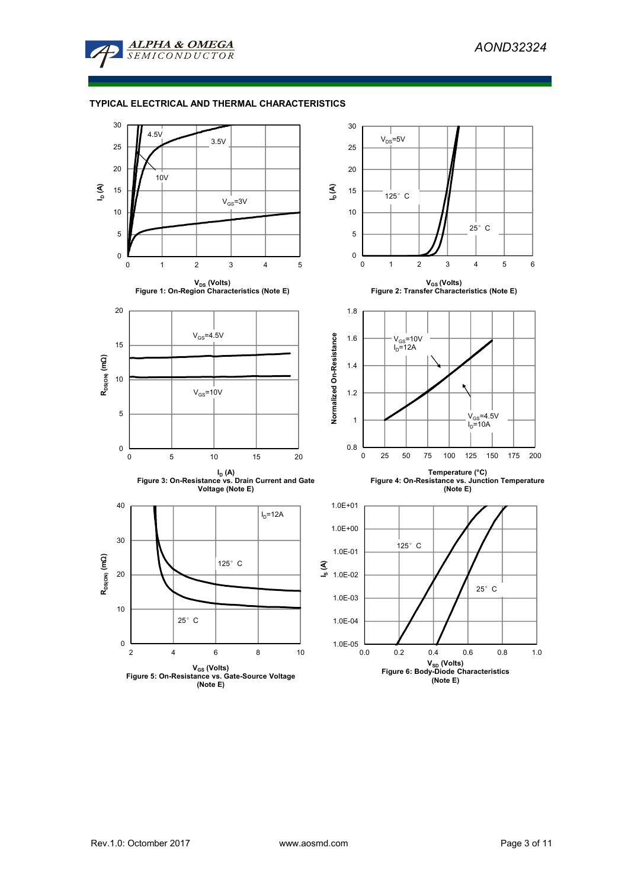## TYPICAL ELECTRICAL AND THERMAL CHARACTERISTICS

Figure 1: On-Region Characteristics (Note E)

Figure 2: Transfer Characteristics (Note E)

Figure 3: On-Resistance vs. Drain Current and Gate Voltage (Note E)

Figure 4: On-Resistance vs. Junction Temperature (Note E)

Figure 5: On-Resistance vs. Gate-Source Voltage (Note E)

Figure 6: Body-Diode Characteristics (Note E)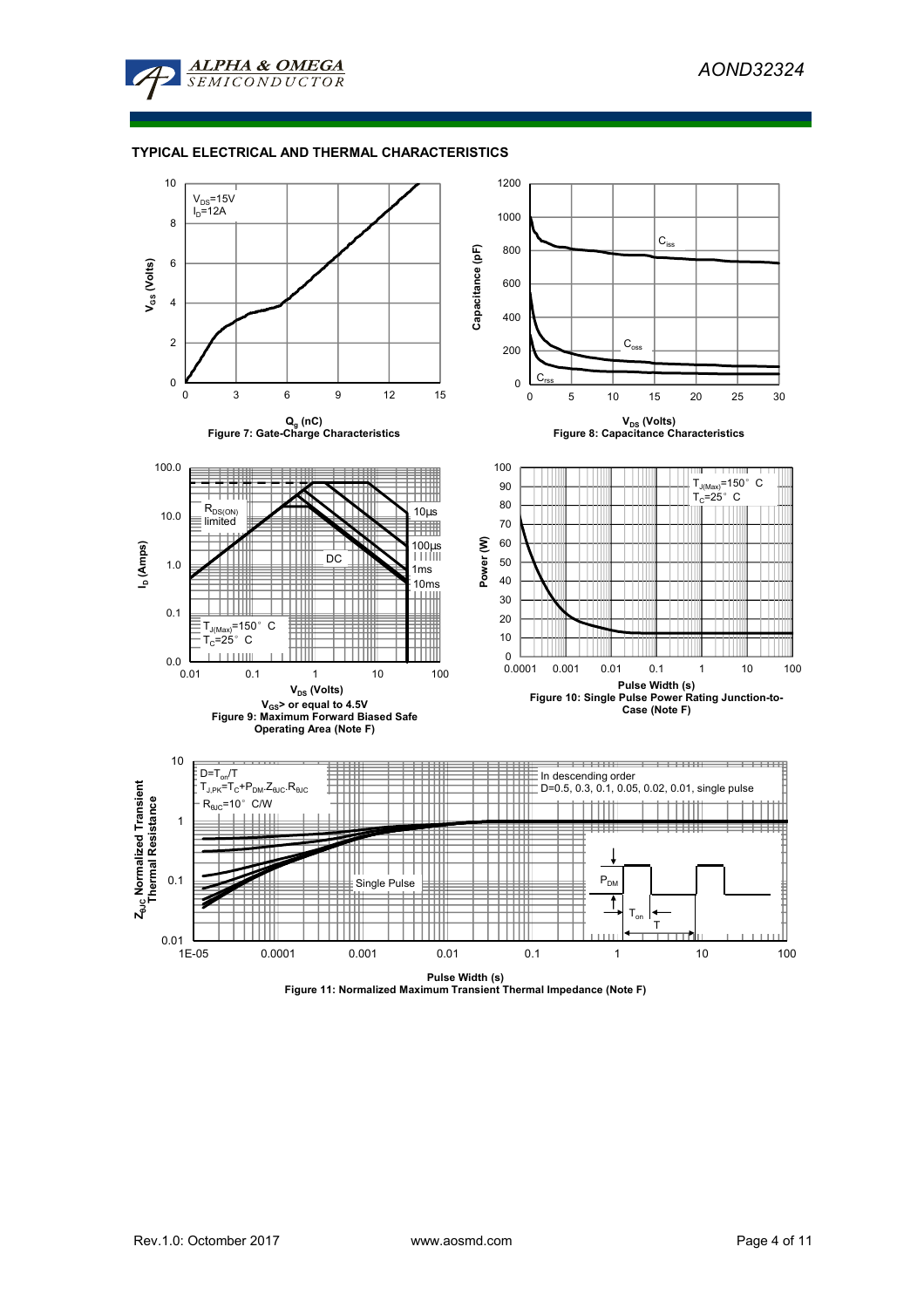## TYPICAL ELECTRICAL AND THERMAL CHARACTERISTICS

$V_{DS}$=15V
$I_D$=12A

$Q_g$ (nC)
Figure 7: Gate-Charge Characteristics

$V_{DS}$ (Volts)
Figure 8: Capacitance Characteristics

$R_{DS(ON)}$ limited

$T_{J(Max)}$=150°C
$T_C$=25°C

$V_{DS}$ (Volts)
$V_{GS}$> or equal to 4.5V
Figure 9: Maximum Forward Biased Safe Operating Area (Note F)

$T_{J(Max)}$=150°C
$T_C$=25°C

Pulse Width (s)
Figure 10: Single Pulse Power Rating Junction-to-Case (Note F)

$D=T_{on}/T$
$T_{J,PK}=T_C+P_{DM}.Z_{\theta JC}.R_{\theta JC}$
$R_{\theta JC}$=10°C/W

In descending order
D=0.5, 0.3, 0.1, 0.05, 0.02, 0.01, single pulse

Pulse Width (s)
Figure 11: Normalized Maximum Transient Thermal Impedance (Note F)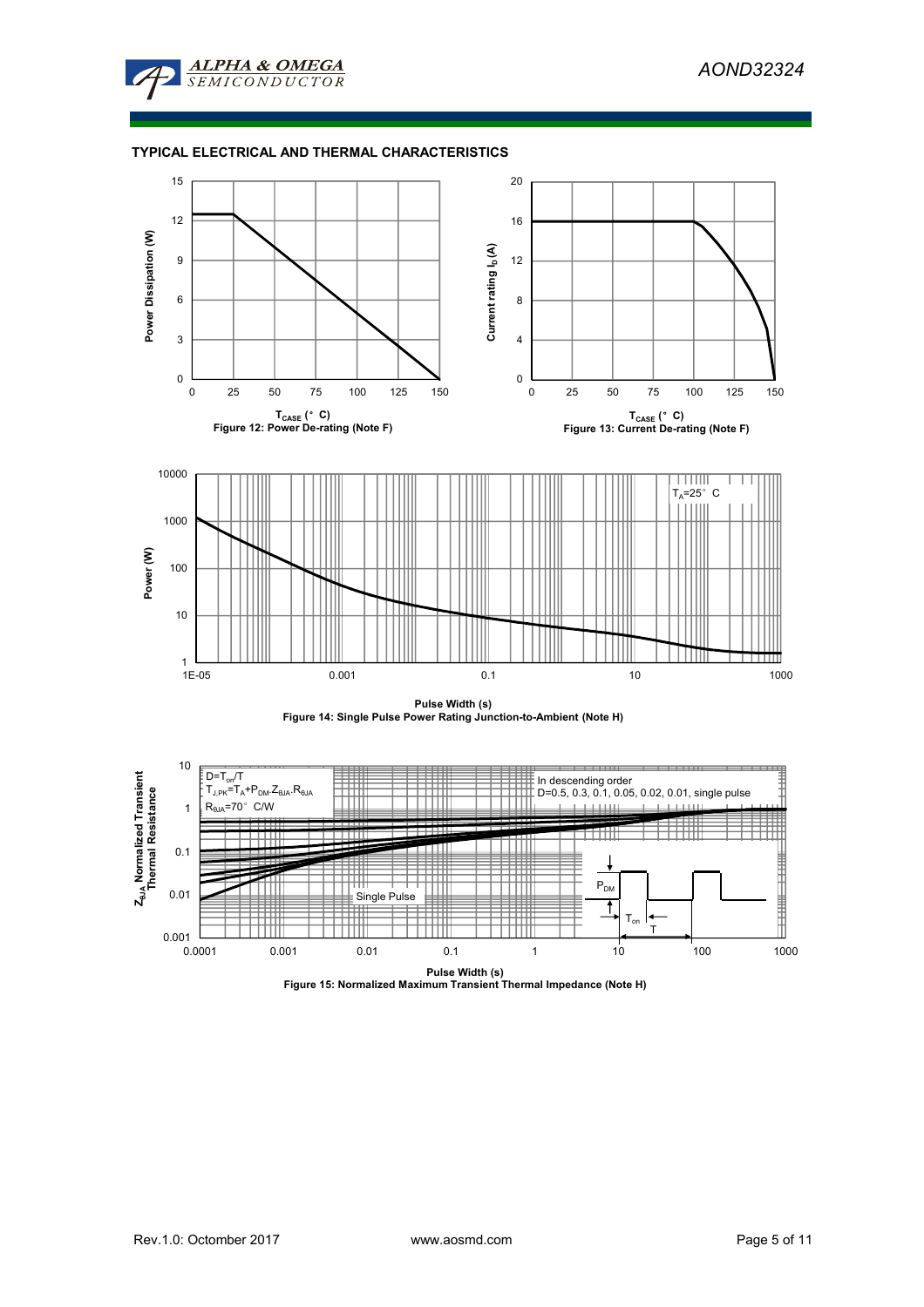## TYPICAL ELECTRICAL AND THERMAL CHARACTERISTICS

Power Dissipation (W)

$T_{CASE}$ (°C)

Figure 12: Power De-rating (Note F)

Current rating $I_D$ (A)

$T_{CASE}$ (°C)

Figure 13: Current De-rating (Note F)

$T_A$=25°C

Power (W)

Pulse Width (s)

Figure 14: Single Pulse Power Rating Junction-to-Ambient (Note H)

$D=T_{on}/T$

$T_{J,PK}=T_A+P_{DM}.Z_{\theta JA}.R_{\theta JA}$

$R_{\theta JA}$=70°C/W

In descending order

D=0.5, 0.3, 0.1, 0.05, 0.02, 0.01, single pulse

Single Pulse

$P_{DM}$

$T_{on}$

T

$Z_{\theta JA}$ Normalized Transient Thermal Resistance

Pulse Width (s)

Figure 15: Normalized Maximum Transient Thermal Impedance (Note H)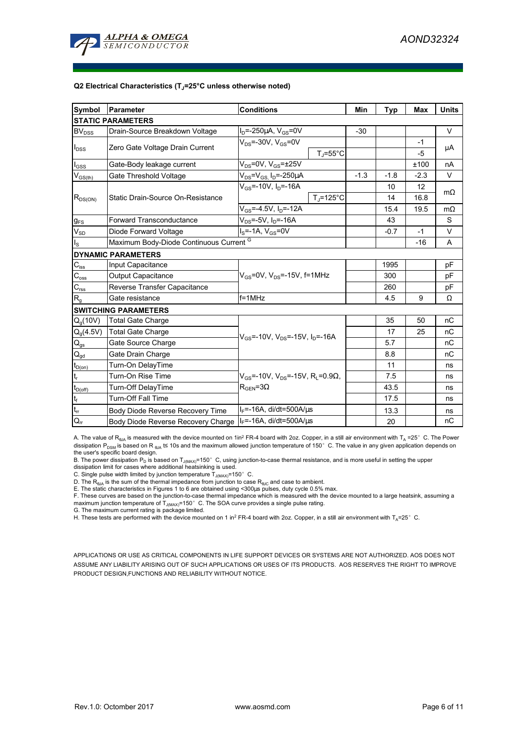#### Q2 Electrical Characteristics ($T_J$=25°C unless otherwise noted)

| Symbol | Parameter | Conditions | | Min | Typ | Max | Units |
|---|---|---|---|---|---|---|---|
| **STATIC PARAMETERS** | | | | | | | |
| $BV_{DSS}$ | Drain-Source Breakdown Voltage | $I_D$=-250µA, $V_{GS}$=0V | | -30 | | | V |
| $I_{DSS}$ | Zero Gate Voltage Drain Current | $V_{DS}$=-30V, $V_{GS}$=0V | | | | -1 | µA |
| | | | $T_J$=55°C | | | -5 | |
| $I_{GSS}$ | Gate-Body leakage current | $V_{DS}$=0V, $V_{GS}$=±25V | | | | ±100 | nA |
| $V_{GS(th)}$ | Gate Threshold Voltage | $V_{DS}$=$V_{GS}$, $I_D$=-250µA | | -1.3 | -1.8 | -2.3 | V |
| $R_{DS(ON)}$ | Static Drain-Source On-Resistance | $V_{GS}$=-10V, $I_D$=-16A | | | 10 | 12 | mΩ |
| | | | $T_J$=125°C | | 14 | 16.8 | |
| | | $V_{GS}$=-4.5V, $I_D$=-12A | | | 15.4 | 19.5 | mΩ |
| $g_{FS}$ | Forward Transconductance | $V_{DS}$=-5V, $I_D$=-16A | | | 43 | | S |
| $V_{SD}$ | Diode Forward Voltage | $I_S$=-1A, $V_{GS}$=0V | | | -0.7 | -1 | V |
| $I_S$ | Maximum Body-Diode Continuous Current [G] | | | | | -16 | A |
| **DYNAMIC PARAMETERS** | | | | | | | |
| $C_{iss}$ | Input Capacitance | $V_{GS}$=0V, $V_{DS}$=-15V, f=1MHz | | | 1995 | | pF |
| $C_{oss}$ | Output Capacitance | | | | 300 | | pF |
| $C_{rss}$ | Reverse Transfer Capacitance | | | | 260 | | pF |
| $R_g$ | Gate resistance | f=1MHz | | | 4.5 | 9 | Ω |
| **SWITCHING PARAMETERS** | | | | | | | |
| $Q_g$(10V) | Total Gate Charge | $V_{GS}$=-10V, $V_{DS}$=-15V, $I_D$=-16A | | | 35 | 50 | nC |
| $Q_g$(4.5V) | Total Gate Charge | | | | 17 | 25 | nC |
| $Q_{gs}$ | Gate Source Charge | | | | 5.7 | | nC |
| $Q_{gd}$ | Gate Drain Charge | | | | 8.8 | | nC |
| $t_{D(on)}$ | Turn-On DelayTime | $V_{GS}$=-10V, $V_{DS}$=-15V, $R_L$=0.9Ω, $R_{GEN}$=3Ω | | | 11 | | ns |
| $t_r$ | Turn-On Rise Time | | | | 7.5 | | ns |
| $t_{D(off)}$ | Turn-Off DelayTime | | | | 43.5 | | ns |
| $t_f$ | Turn-Off Fall Time | | | | 17.5 | | ns |
| $t_{rr}$ | Body Diode Reverse Recovery Time | $I_F$=-16A, di/dt=500A/µs | | | 13.3 | | ns |
| $Q_{rr}$ | Body Diode Reverse Recovery Charge | $I_F$=-16A, di/dt=500A/µs | | | 20 | | nC |

A. The value of $R_{\theta JA}$ is measured with the device mounted on 1in$^2$ FR-4 board with 2oz. Copper, in a still air environment with $T_A$ =25° C. The Power dissipation $P_{DSM}$ is based on R $_{\theta JA}$ t≤ 10s and the maximum allowed junction temperature of 150° C. The value in any given application depends on the user's specific board design.

B. The power dissipation $P_D$ is based on $T_{J(MAX)}$=150° C, using junction-to-case thermal resistance, and is more useful in setting the upper dissipation limit for cases where additional heatsinking is used.

C. Single pulse width limited by junction temperature $T_{J(MAX)}$=150° C.

D. The $R_{\theta JA}$ is the sum of the thermal impedance from junction to case $R_{\theta JC}$ and case to ambient.

E. The static characteristics in Figures 1 to 6 are obtained using <300µs pulses, duty cycle 0.5% max.

F. These curves are based on the junction-to-case thermal impedance which is measured with the device mounted to a large heatsink, assuming a maximum junction temperature of $T_{J(MAX)}$=150° C. The SOA curve provides a single pulse rating.

G. The maximum current rating is package limited.

H. These tests are performed with the device mounted on 1 in$^2$ FR-4 board with 2oz. Copper, in a still air environment with $T_A$=25° C.

APPLICATIONS OR USE AS CRITICAL COMPONENTS IN LIFE SUPPORT DEVICES OR SYSTEMS ARE NOT AUTHORIZED. AOS DOES NOT ASSUME ANY LIABILITY ARISING OUT OF SUCH APPLICATIONS OR USES OF ITS PRODUCTS. AOS RESERVES THE RIGHT TO IMPROVE PRODUCT DESIGN,FUNCTIONS AND RELIABILITY WITHOUT NOTICE.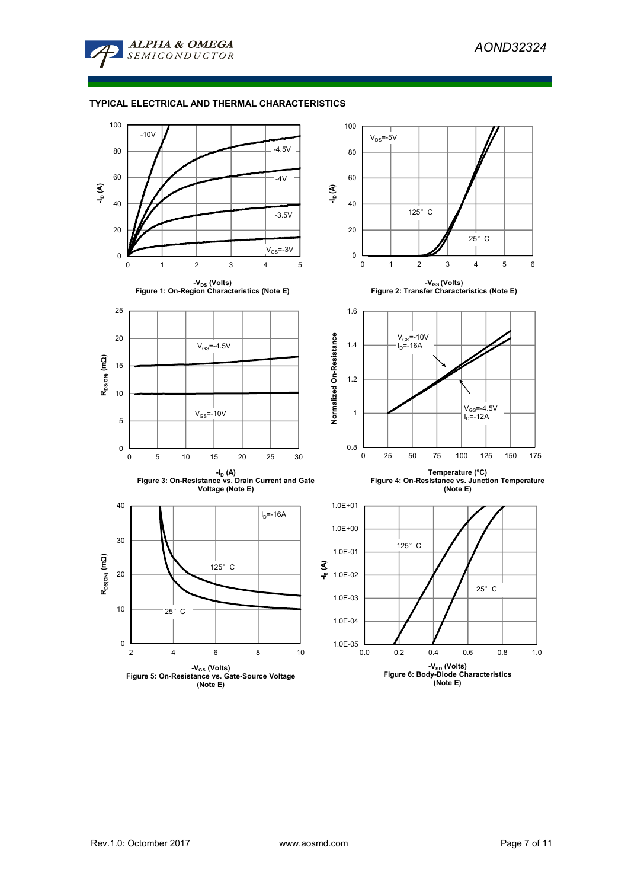## TYPICAL ELECTRICAL AND THERMAL CHARACTERISTICS

Figure 1: On-Region Characteristics (Note E)

Figure 2: Transfer Characteristics (Note E)

Figure 3: On-Resistance vs. Drain Current and Gate Voltage (Note E)

Figure 4: On-Resistance vs. Junction Temperature (Note E)

Figure 5: On-Resistance vs. Gate-Source Voltage (Note E)

Figure 6: Body-Diode Characteristics (Note E)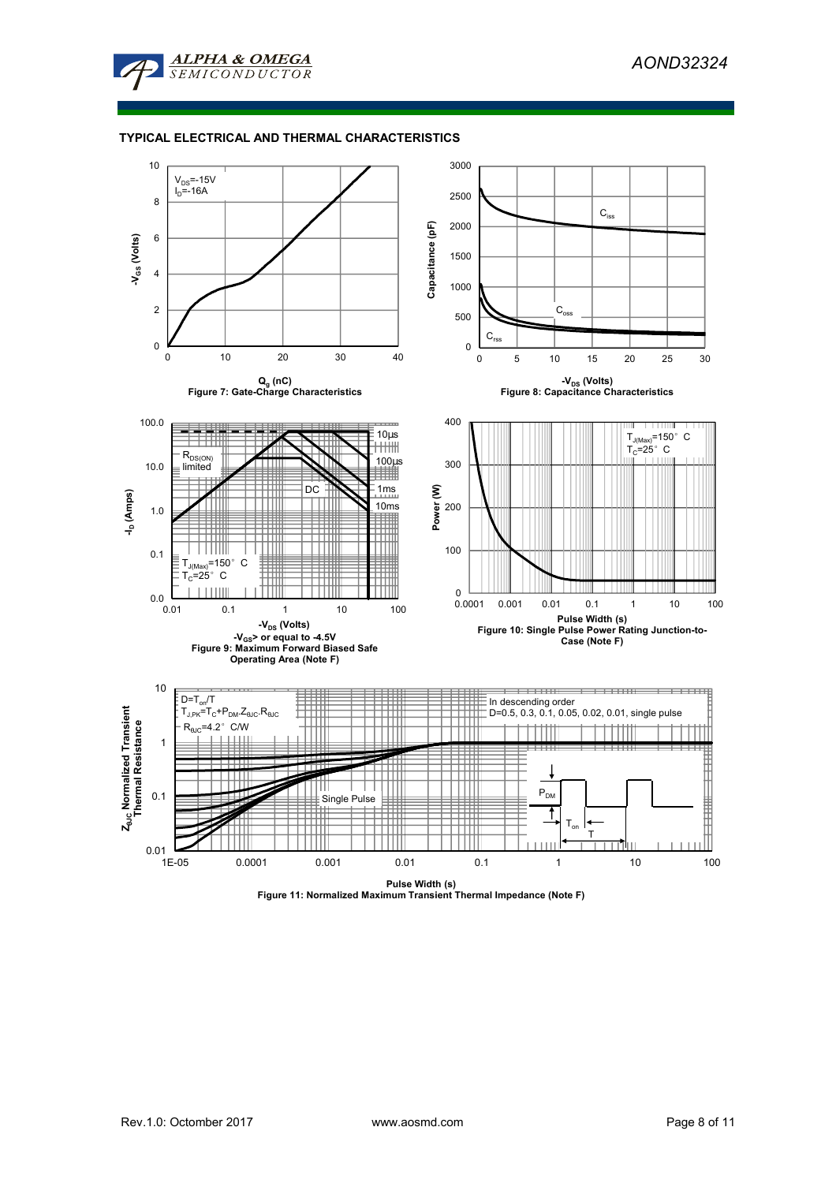## TYPICAL ELECTRICAL AND THERMAL CHARACTERISTICS

$V_{DS}$=-15V
$I_D$=-16A

$-V_{GS}$ (Volts)

$Q_g$ (nC)

Figure 7: Gate-Charge Characteristics

Capacitance (pF)

$C_{iss}$

$C_{oss}$

$C_{rss}$

$-V_{DS}$ (Volts)

Figure 8: Capacitance Characteristics

$-I_D$ (Amps)

$R_{DS(ON)}$ limited

DC

10µs

100µs

1ms

10ms

$T_{J(Max)}$=150° C
$T_C$=25° C

$-V_{DS}$ (Volts)

$-V_{GS}$> or equal to -4.5V

Figure 9: Maximum Forward Biased Safe Operating Area (Note F)

Power (W)

$T_{J(Max)}$=150° C
$T_C$=25° C

Pulse Width (s)

Figure 10: Single Pulse Power Rating Junction-to-Case (Note F)

$Z_{\theta JC}$ Normalized Transient Thermal Resistance

D=$T_{on}$/T
$T_{J,PK}$=$T_C$+$P_{DM}$.$Z_{\theta JC}$.$R_{\theta JC}$
$R_{\theta JC}$=4.2° C/W

In descending order
D=0.5, 0.3, 0.1, 0.05, 0.02, 0.01, single pulse

Single Pulse

$P_{DM}$

$T_{on}$

T

Pulse Width (s)

Figure 11: Normalized Maximum Transient Thermal Impedance (Note F)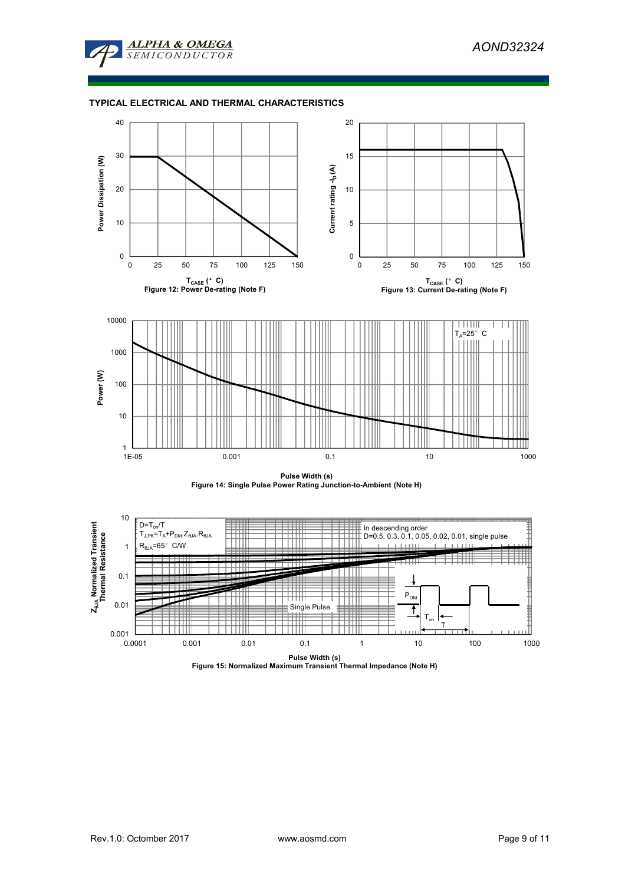## TYPICAL ELECTRICAL AND THERMAL CHARACTERISTICS

Figure 12: Power De-rating (Note F)

Figure 13: Current De-rating (Note F)

Figure 14: Single Pulse Power Rating Junction-to-Ambient (Note H)

Figure 15: Normalized Maximum Transient Thermal Impedance (Note H)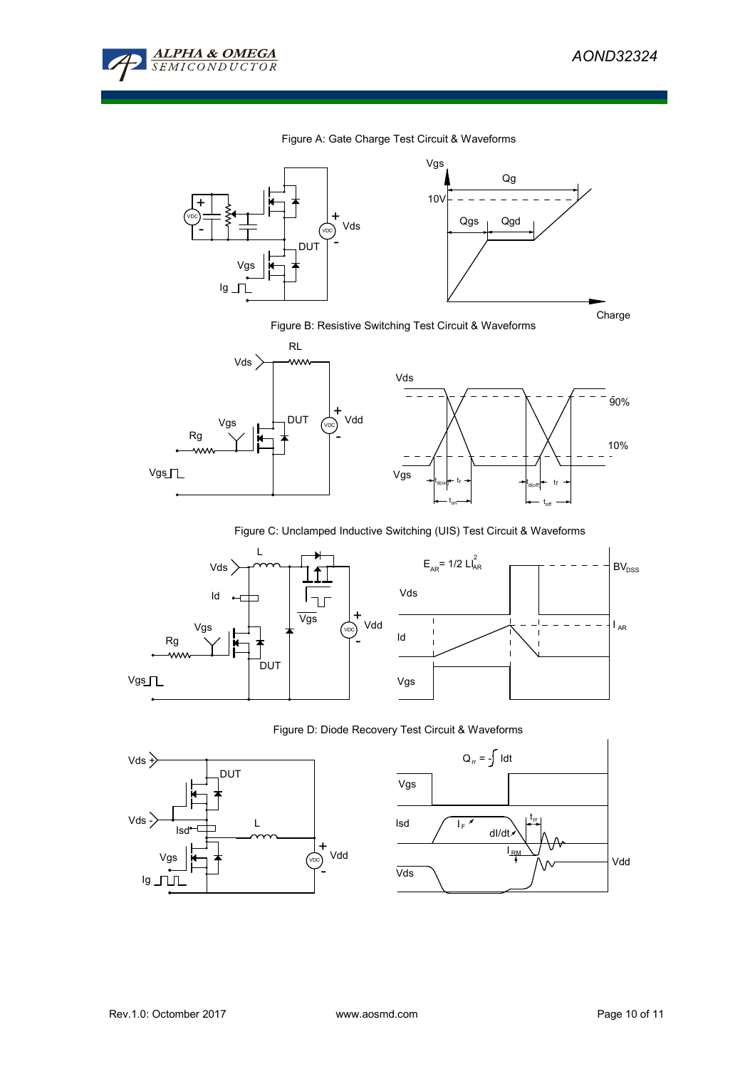Figure A: Gate Charge Test Circuit & Waveforms

Vgs

Qg

10V

Qgs Qgd

VDC

Vds

DUT

Vgs

Ig

Charge

Figure B: Resistive Switching Test Circuit & Waveforms

RL

Vds

Vds

Vgs

DUT

Vdd

Rg

90%

10%

Vgs

Vgs

$t_{d(on)}$ $t_r$ $t_{d(off)}$ $t_f$

$t_{on}$ $t_{off}$

Figure C: Unclamped Inductive Switching (UIS) Test Circuit & Waveforms

L

$E_{AR} = 1/2\ LI_{AR}^2$

$BV_{DSS}$

Vds

Vds

Id

Vgs

Vgs

Vdd

Id

$I_{AR}$

Rg

DUT

Vgs

Vgs

Figure D: Diode Recovery Test Circuit & Waveforms

$Q_{rr} = -\int Idt$

Vds +

DUT

Vgs

Vds -

Isd

L

Isd

$I_F$

dI/dt

$t_{rr}$

$I_{RM}$

Vgs

Vdd

Vdd

Vds

Ig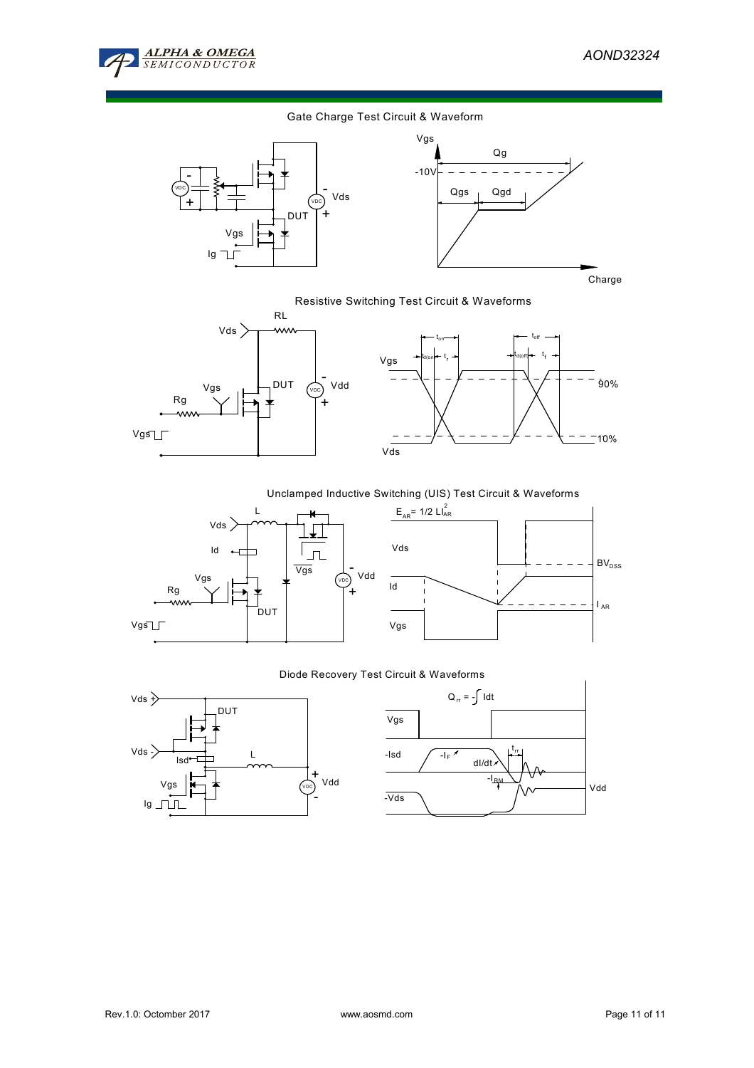## Gate Charge Test Circuit & Waveform

Vgs
Qg
-10V
Qgs
Qgd
Charge
VDC
Vds
DUT
Vgs
Ig

## Resistive Switching Test Circuit & Waveforms

RL
Vds
Vgs
DUT
Vdd
Rg
VDC
Vgs
$t_{on}$
$t_{d(on)}$
$t_r$
$t_{off}$
$t_{d(off)}$
$t_f$
Vgs
90%
10%
Vds

## Unclamped Inductive Switching (UIS) Test Circuit & Waveforms

L
Vds
Id
Vgs
Rg
Vgs
DUT
Vgs
Vdd
VDC

$E_{AR} = 1/2\ LI_{AR}^2$

Vds
Id
Vgs
$BV_{DSS}$
$I_{AR}$

## Diode Recovery Test Circuit & Waveforms

Vds +
DUT
Vds -
Isd
L
Vgs
Ig
Vdd
VDC

$Q_{rr} = -\int Idt$

Vgs
-Isd
$-I_F$
dI/dt
$t_{rr}$
$-I_{RM}$
-Vds
Vdd

Rev.1.0: Octomber 2017
www.aosmd.com